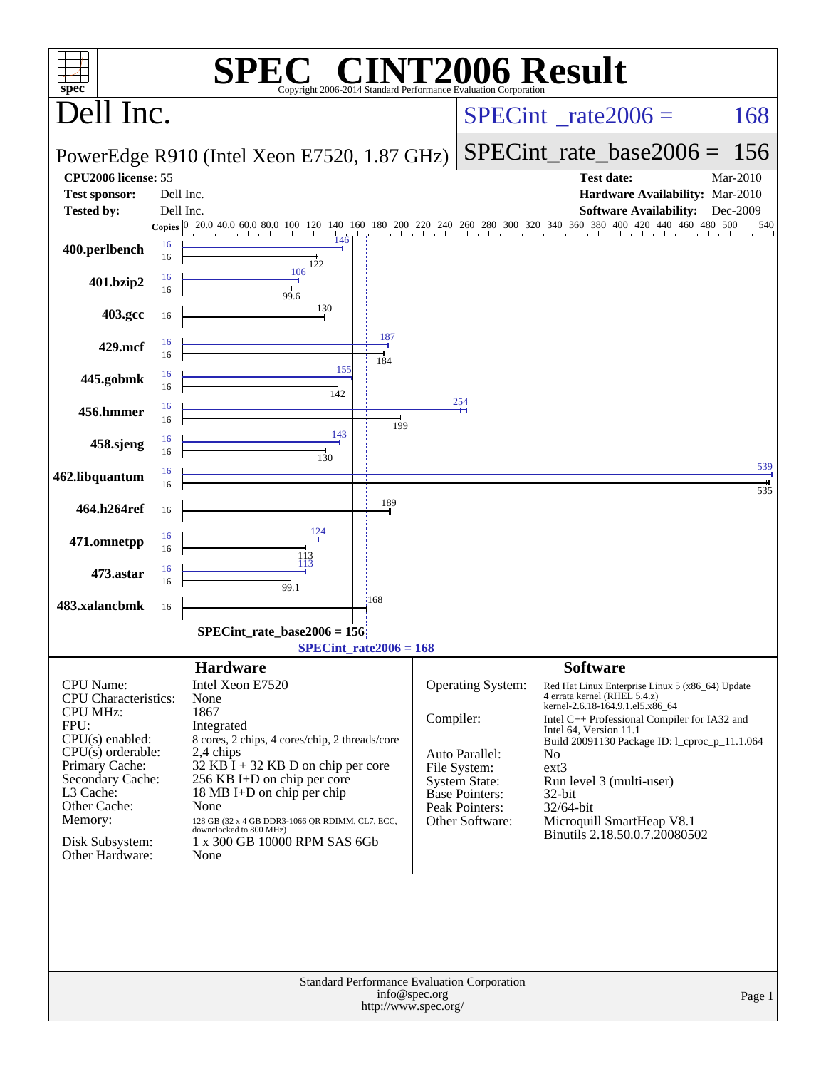# SPEC CINT2006 Result

Copyright 2006-2014 Standard Performance Evaluation Corporation

## Dell Inc.

PowerEdge R910 (Intel Xeon E7520, 1.87 GHz)

SPECint_rate2006 = 168

SPECint_rate_base2006 = 156

| | | | |
|---|---|---|---|
| **CPU2006 license:** | 55 | **Test date:** | Mar-2010 |
| **Test sponsor:** | Dell Inc. | **Hardware Availability:** | Mar-2010 |
| **Tested by:** | Dell Inc. | **Software Availability:** | Dec-2009 |

| Benchmark | Copies (peak) | Peak | Copies (base) | Base |
|---|---|---|---|---|
| 400.perlbench | 16 | 146 | 16 | 122 |
| 401.bzip2 | 16 | 106 | 16 | 99.6 |
| 403.gcc | | | 16 | 130 |
| 429.mcf | 16 | 187 | 16 | 184 |
| 445.gobmk | 16 | 155 | 16 | 142 |
| 456.hmmer | 16 | 254 | 16 | 199 |
| 458.sjeng | 16 | 143 | 16 | 130 |
| 462.libquantum | 16 | 539 | 16 | 535 |
| 464.h264ref | | | 16 | 189 |
| 471.omnetpp | 16 | 124 | 16 | 113 |
| 473.astar | 16 | 113 | 16 | 99.1 |
| 483.xalancbmk | | | 16 | 168 |

SPECint_rate_base2006 = 156

SPECint_rate2006 = 168

### Hardware

| | |
|---|---|
| CPU Name: | Intel Xeon E7520 |
| CPU Characteristics: | None |
| CPU MHz: | 1867 |
| FPU: | Integrated |
| CPU(s) enabled: | 8 cores, 2 chips, 4 cores/chip, 2 threads/core |
| CPU(s) orderable: | 2,4 chips |
| Primary Cache: | 32 KB I + 32 KB D on chip per core |
| Secondary Cache: | 256 KB I+D on chip per core |
| L3 Cache: | 18 MB I+D on chip per chip |
| Other Cache: | None |
| Memory: | 128 GB (32 x 4 GB DDR3-1066 QR RDIMM, CL7, ECC, downclocked to 800 MHz) |
| Disk Subsystem: | 1 x 300 GB 10000 RPM SAS 6Gb |
| Other Hardware: | None |

### Software

| | |
|---|---|
| Operating System: | Red Hat Linux Enterprise Linux 5 (x86_64) Update 4 errata kernel (RHEL 5.4.z) kernel-2.6.18-164.9.1.el5.x86_64 |
| Compiler: | Intel C++ Professional Compiler for IA32 and Intel 64, Version 11.1 Build 20091130 Package ID: l_cproc_p_11.1.064 |
| Auto Parallel: | No |
| File System: | ext3 |
| System State: | Run level 3 (multi-user) |
| Base Pointers: | 32-bit |
| Peak Pointers: | 32/64-bit |
| Other Software: | Microquill SmartHeap V8.1 Binutils 2.18.50.0.7.20080502 |

Standard Performance Evaluation Corporation
info@spec.org
http://www.spec.org/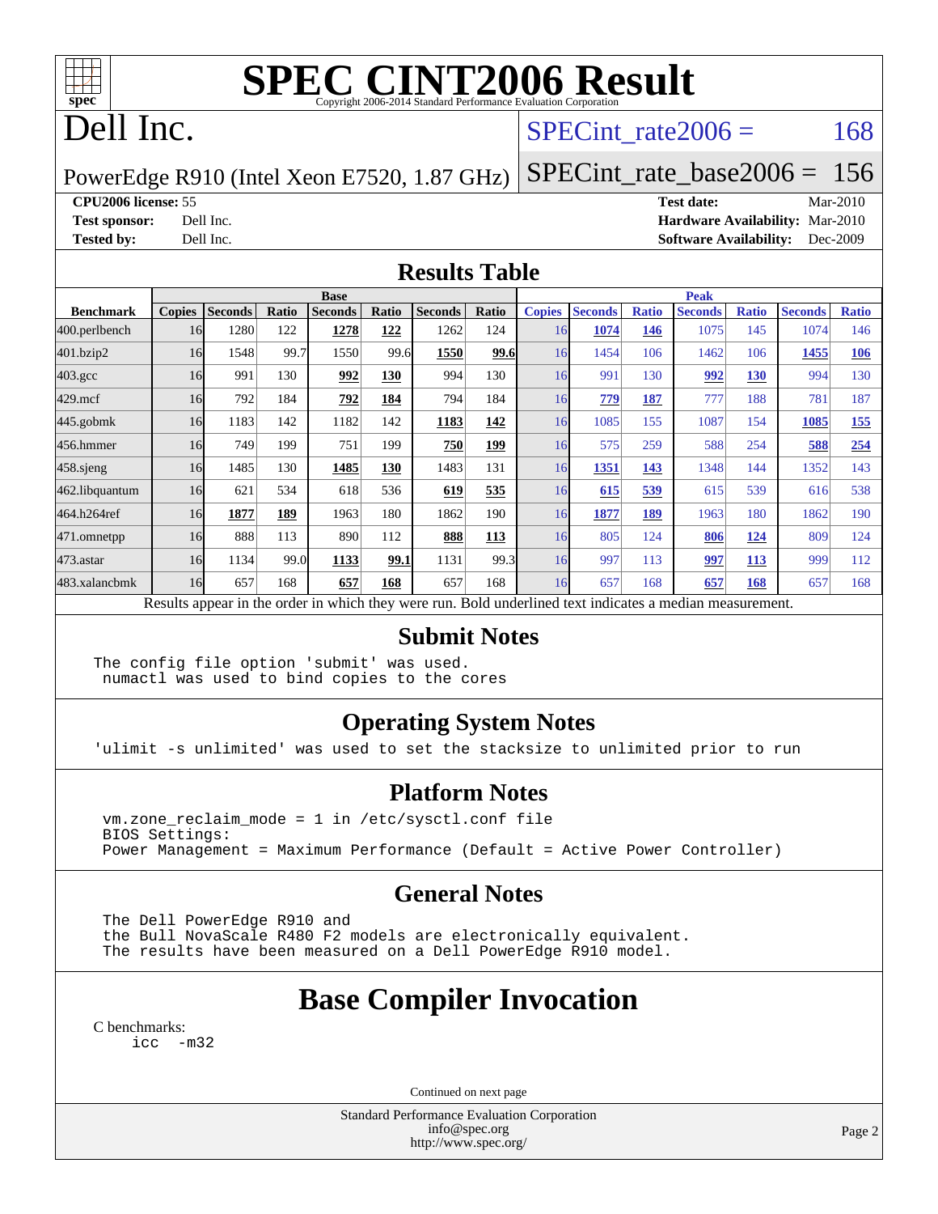# SPEC CINT2006 Result

Copyright 2006-2014 Standard Performance Evaluation Corporation

# Dell Inc.

PowerEdge R910 (Intel Xeon E7520, 1.87 GHz)

SPECint_rate2006 = 168

SPECint_rate_base2006 = 156

**CPU2006 license:** 55
**Test sponsor:** Dell Inc.
**Tested by:** Dell Inc.

**Test date:** Mar-2010
**Hardware Availability:** Mar-2010
**Software Availability:** Dec-2009

## Results Table

| Benchmark | Base | | | | | | | Peak | | | | | | |
|---|---|---|---|---|---|---|---|---|---|---|---|---|---|---|
| | Copies | Seconds | Ratio | Seconds | Ratio | Seconds | Ratio | Copies | Seconds | Ratio | Seconds | Ratio | Seconds | Ratio |
| 400.perlbench | 16 | 1280 | 122 | **1278** | **122** | 1262 | 124 | 16 | **1074** | **146** | 1075 | 145 | 1074 | 146 |
| 401.bzip2 | 16 | 1548 | 99.7 | 1550 | 99.6 | **1550** | **99.6** | 16 | 1454 | 106 | 1462 | 106 | **1455** | **106** |
| 403.gcc | 16 | 991 | 130 | **992** | **130** | 994 | 130 | 16 | 991 | 130 | **992** | **130** | 994 | 130 |
| 429.mcf | 16 | 792 | 184 | **792** | **184** | 794 | 184 | 16 | **779** | **187** | 777 | 188 | 781 | 187 |
| 445.gobmk | 16 | 1183 | 142 | 1182 | 142 | **1183** | **142** | 16 | 1085 | 155 | 1087 | 154 | **1085** | **155** |
| 456.hmmer | 16 | 749 | 199 | 751 | 199 | **750** | **199** | 16 | 575 | 259 | 588 | 254 | **588** | **254** |
| 458.sjeng | 16 | 1485 | 130 | **1485** | **130** | 1483 | 131 | 16 | **1351** | **143** | 1348 | 144 | 1352 | 143 |
| 462.libquantum | 16 | 621 | 534 | 618 | 536 | **619** | **535** | 16 | **615** | **539** | 615 | 539 | 616 | 538 |
| 464.h264ref | 16 | **1877** | **189** | 1963 | 180 | 1862 | 190 | 16 | **1877** | **189** | 1963 | 180 | 1862 | 190 |
| 471.omnetpp | 16 | 888 | 113 | 890 | 112 | **888** | **113** | 16 | 805 | 124 | **806** | **124** | 809 | 124 |
| 473.astar | 16 | 1134 | 99.0 | **1133** | **99.1** | 1131 | 99.3 | 16 | 997 | 113 | **997** | **113** | 999 | 112 |
| 483.xalancbmk | 16 | 657 | 168 | **657** | **168** | 657 | 168 | 16 | 657 | 168 | **657** | **168** | 657 | 168 |

Results appear in the order in which they were run. Bold underlined text indicates a median measurement.

## Submit Notes

```
The config file option 'submit' was used.
 numactl was used to bind copies to the cores
```

## Operating System Notes

```
'ulimit -s unlimited' was used to set the stacksize to unlimited prior to run
```

## Platform Notes

```
vm.zone_reclaim_mode = 1 in /etc/sysctl.conf file
BIOS Settings:
Power Management = Maximum Performance (Default = Active Power Controller)
```

## General Notes

```
The Dell PowerEdge R910 and
the Bull NovaScale R480 F2 models are electronically equivalent.
The results have been measured on a Dell PowerEdge R910 model.
```

## Base Compiler Invocation

C benchmarks:

```
icc  -m32
```

Continued on next page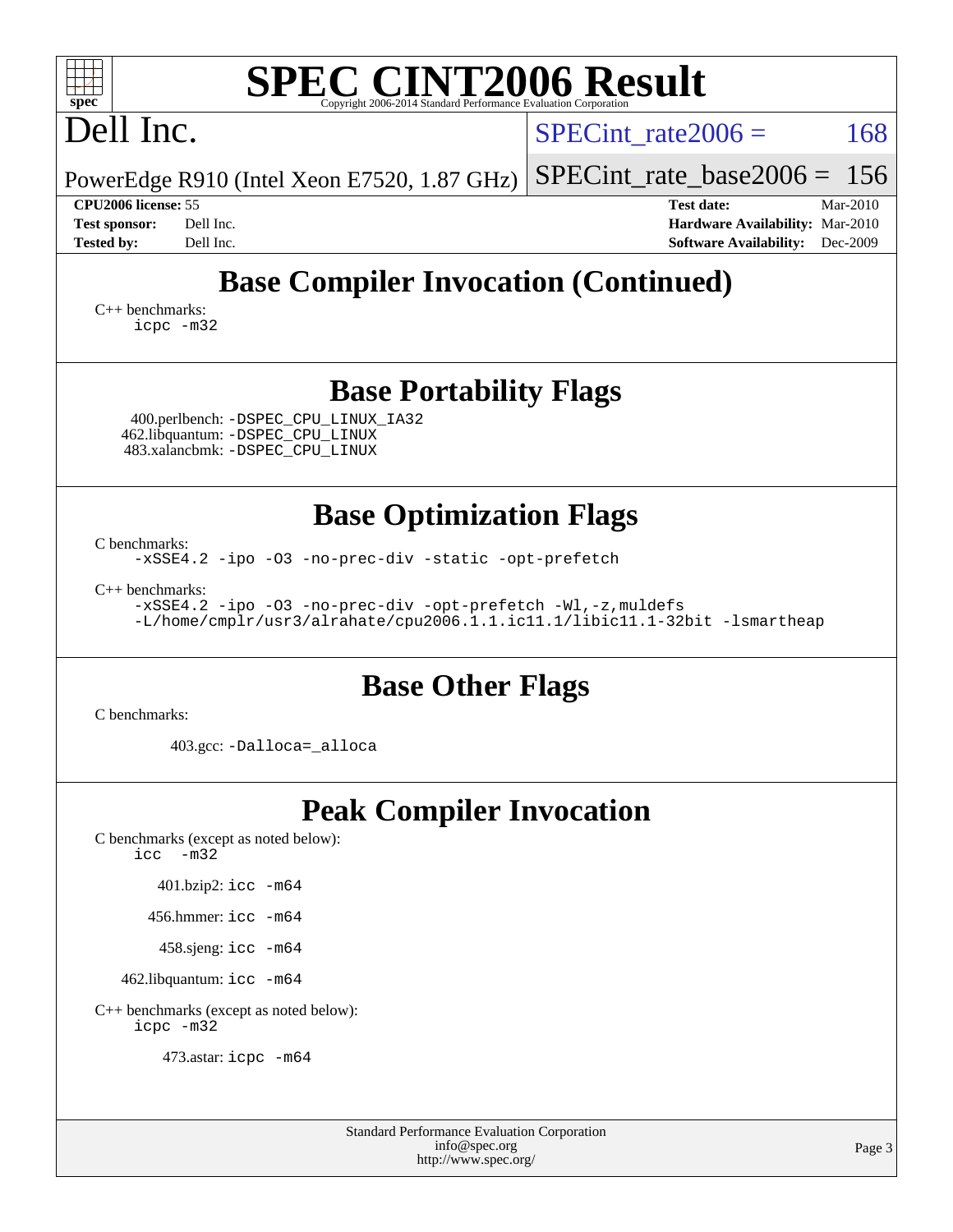## Base Compiler Invocation (Continued)

C++ benchmarks:
    icpc -m32

## Base Portability Flags

400.perlbench: -DSPEC_CPU_LINUX_IA32
462.libquantum: -DSPEC_CPU_LINUX
483.xalancbmk: -DSPEC_CPU_LINUX

## Base Optimization Flags

C benchmarks:
    -xSSE4.2 -ipo -O3 -no-prec-div -static -opt-prefetch

C++ benchmarks:
    -xSSE4.2 -ipo -O3 -no-prec-div -opt-prefetch -Wl,-z,muldefs
    -L/home/cmplr/usr3/alrahate/cpu2006.1.1.ic11.1/libic11.1-32bit -lsmartheap

## Base Other Flags

C benchmarks:

403.gcc: -Dalloca=_alloca

## Peak Compiler Invocation

C benchmarks (except as noted below):
    icc -m32

401.bzip2: icc -m64

456.hmmer: icc -m64

458.sjeng: icc -m64

462.libquantum: icc -m64

C++ benchmarks (except as noted below):
    icpc -m32

473.astar: icpc -m64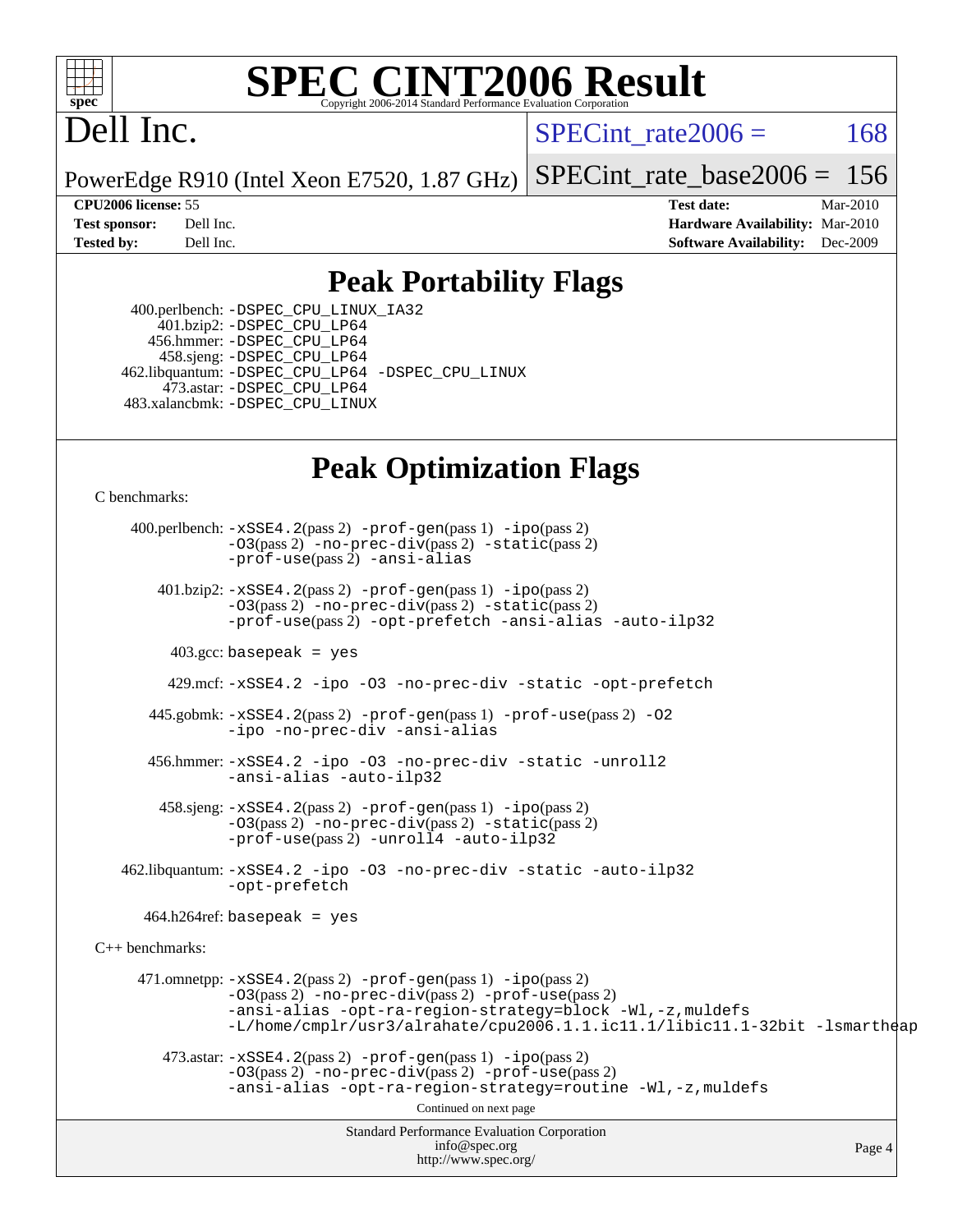# SPEC CINT2006 Result

Copyright 2006-2014 Standard Performance Evaluation Corporation

# Dell Inc.

PowerEdge R910 (Intel Xeon E7520, 1.87 GHz)

SPECint_rate2006 = 168

SPECint_rate_base2006 = 156

**CPU2006 license:** 55
**Test sponsor:** Dell Inc.
**Tested by:** Dell Inc.

**Test date:** Mar-2010
**Hardware Availability:** Mar-2010
**Software Availability:** Dec-2009

## Peak Portability Flags

400.perlbench: `-DSPEC_CPU_LINUX_IA32`
401.bzip2: `-DSPEC_CPU_LP64`
456.hmmer: `-DSPEC_CPU_LP64`
458.sjeng: `-DSPEC_CPU_LP64`
462.libquantum: `-DSPEC_CPU_LP64 -DSPEC_CPU_LINUX`
473.astar: `-DSPEC_CPU_LP64`
483.xalancbmk: `-DSPEC_CPU_LINUX`

## Peak Optimization Flags

C benchmarks:

400.perlbench: `-xSSE4.2`(pass 2) `-prof-gen`(pass 1) `-ipo`(pass 2) `-O3`(pass 2) `-no-prec-div`(pass 2) `-static`(pass 2) `-prof-use`(pass 2) `-ansi-alias`

401.bzip2: `-xSSE4.2`(pass 2) `-prof-gen`(pass 1) `-ipo`(pass 2) `-O3`(pass 2) `-no-prec-div`(pass 2) `-static`(pass 2) `-prof-use`(pass 2) `-opt-prefetch -ansi-alias -auto-ilp32`

403.gcc: `basepeak = yes`

429.mcf: `-xSSE4.2 -ipo -O3 -no-prec-div -static -opt-prefetch`

445.gobmk: `-xSSE4.2`(pass 2) `-prof-gen`(pass 1) `-prof-use`(pass 2) `-O2 -ipo -no-prec-div -ansi-alias`

456.hmmer: `-xSSE4.2 -ipo -O3 -no-prec-div -static -unroll2 -ansi-alias -auto-ilp32`

458.sjeng: `-xSSE4.2`(pass 2) `-prof-gen`(pass 1) `-ipo`(pass 2) `-O3`(pass 2) `-no-prec-div`(pass 2) `-static`(pass 2) `-prof-use`(pass 2) `-unroll4 -auto-ilp32`

462.libquantum: `-xSSE4.2 -ipo -O3 -no-prec-div -static -auto-ilp32 -opt-prefetch`

464.h264ref: `basepeak = yes`

C++ benchmarks:

471.omnetpp: `-xSSE4.2`(pass 2) `-prof-gen`(pass 1) `-ipo`(pass 2) `-O3`(pass 2) `-no-prec-div`(pass 2) `-prof-use`(pass 2) `-ansi-alias -opt-ra-region-strategy=block -Wl,-z,muldefs -L/home/cmplr/usr3/alrahate/cpu2006.1.1.ic11.1/libic11.1-32bit -lsmartheap`

473.astar: `-xSSE4.2`(pass 2) `-prof-gen`(pass 1) `-ipo`(pass 2) `-O3`(pass 2) `-no-prec-div`(pass 2) `-prof-use`(pass 2) `-ansi-alias -opt-ra-region-strategy=routine -Wl,-z,muldefs`

Continued on next page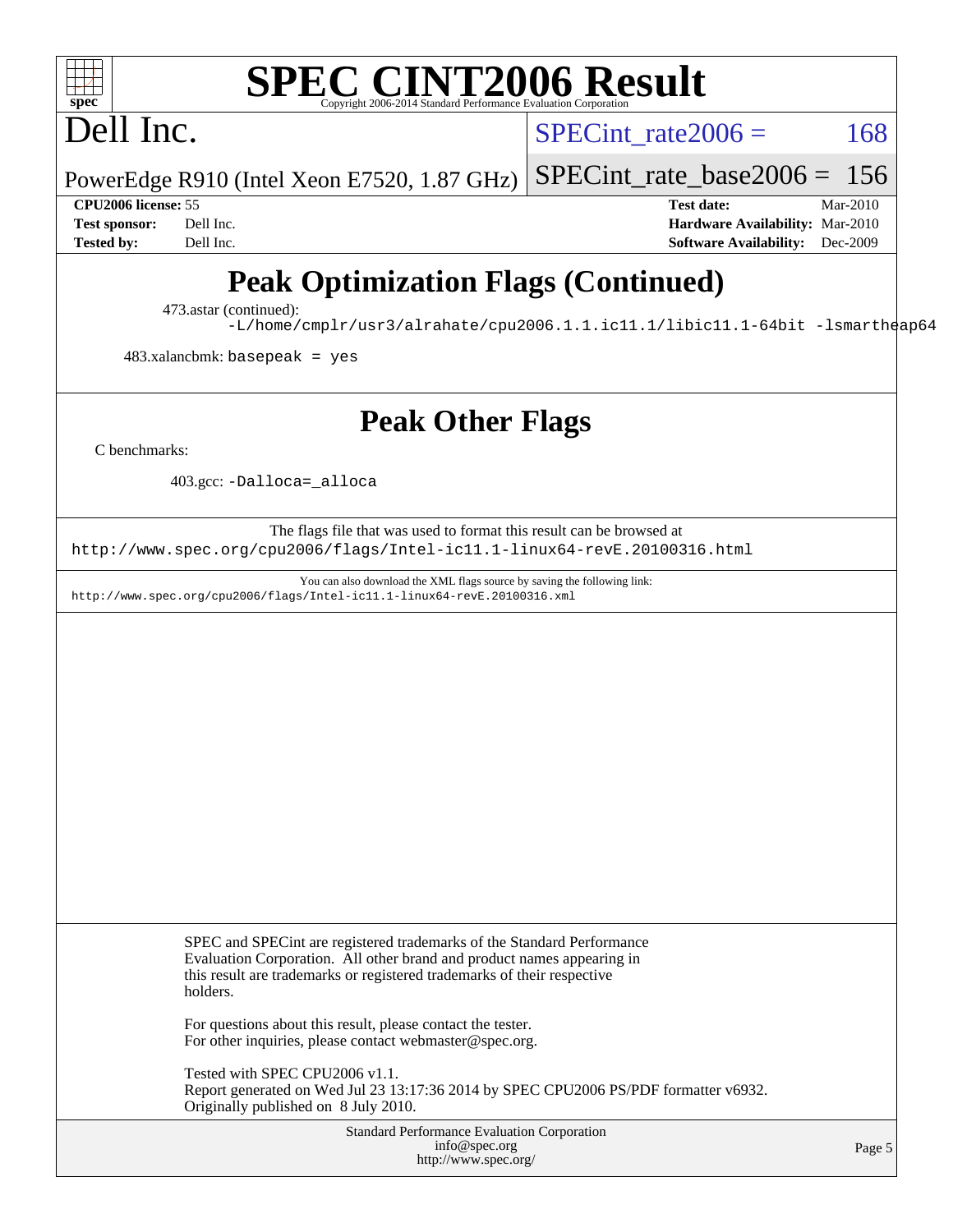# Peak Optimization Flags (Continued)

473.astar (continued):
-L/home/cmplr/usr3/alrahate/cpu2006.1.1.ic11.1/libic11.1-64bit -lsmartheap64

483.xalancbmk: basepeak = yes

# Peak Other Flags

C benchmarks:

403.gcc: -Dalloca=_alloca

The flags file that was used to format this result can be browsed at
http://www.spec.org/cpu2006/flags/Intel-ic11.1-linux64-revE.20100316.html

You can also download the XML flags source by saving the following link:
http://www.spec.org/cpu2006/flags/Intel-ic11.1-linux64-revE.20100316.xml

SPEC and SPECint are registered trademarks of the Standard Performance Evaluation Corporation. All other brand and product names appearing in this result are trademarks or registered trademarks of their respective holders.

For questions about this result, please contact the tester.
For other inquiries, please contact webmaster@spec.org.

Tested with SPEC CPU2006 v1.1.
Report generated on Wed Jul 23 13:17:36 2014 by SPEC CPU2006 PS/PDF formatter v6932.
Originally published on 8 July 2010.